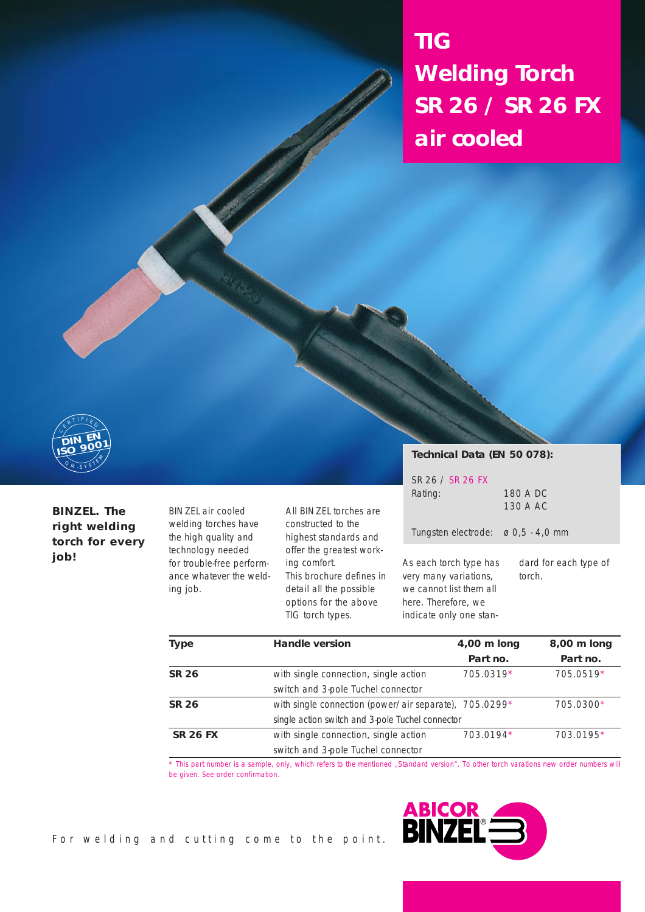# TIG Welding Torch SR 26 / SR 26 FX air cooled

DIN EN ISO 9001 CERTIFIED QM-SYSTEM

**Technical Data (EN 50 078):**

SR 26 / SR 26 FX

| | |
|---|---|
| Rating: | 180 A DC<br>130 A AC |
| Tungsten electrode: | ø 0,5 - 4,0 mm |

**BINZEL. The right welding torch for every job!**

BINZEL air cooled welding torches have the high quality and technology needed for trouble-free performance whatever the welding job.

All BINZEL torches are constructed to the highest standards and offer the greatest working comfort. This brochure defines in detail all the possible options for the above TIG torch types.

As each torch type has very many variations, we cannot list them all here. Therefore, we indicate only one standard for each type of torch.

| Type | Handle version | 4,00 m long<br>Part no. | 8,00 m long<br>Part no. |
|---|---|---|---|
| **SR 26** | with single connection, single action switch and 3-pole Tuchel connector | 705.0319* | 705.0519* |
| **SR 26** | with single connection (power/air separate), single action switch and 3-pole Tuchel connector | 705.0299* | 705.0300* |
| **SR 26 FX** | with single connection, single action switch and 3-pole Tuchel connector | 703.0194* | 703.0195* |

* This part number is a sample, only, which refers to the mentioned „Standard version". To other torch varations new order numbers will be given. See order confirmation.

For welding and cutting come to the point.

ABICOR BINZEL®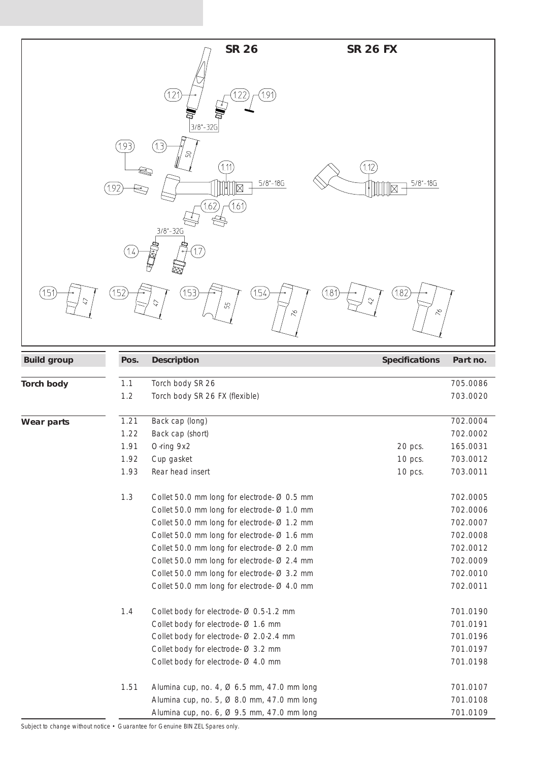**SR 26** **SR 26 FX**

| Build group | Pos. | Description | Specifications | Part no. |
|---|---|---|---|---|
| **Torch body** | 1.1 | Torch body SR 26 | | 705.0086 |
| | 1.2 | Torch body SR 26 FX (flexible) | | 703.0020 |
| **Wear parts** | 1.21 | Back cap (long) | | 702.0004 |
| | 1.22 | Back cap (short) | | 702.0002 |
| | 1.91 | O-ring 9x2 | 20 pcs. | 165.0031 |
| | 1.92 | Cup gasket | 10 pcs. | 703.0012 |
| | 1.93 | Rear head insert | 10 pcs. | 703.0011 |
| | 1.3 | Collet 50.0 mm long for electrode-Ø 0.5 mm | | 702.0005 |
| | | Collet 50.0 mm long for electrode-Ø 1.0 mm | | 702.0006 |
| | | Collet 50.0 mm long for electrode-Ø 1.2 mm | | 702.0007 |
| | | Collet 50.0 mm long for electrode-Ø 1.6 mm | | 702.0008 |
| | | Collet 50.0 mm long for electrode-Ø 2.0 mm | | 702.0012 |
| | | Collet 50.0 mm long for electrode-Ø 2.4 mm | | 702.0009 |
| | | Collet 50.0 mm long for electrode-Ø 3.2 mm | | 702.0010 |
| | | Collet 50.0 mm long for electrode-Ø 4.0 mm | | 702.0011 |
| | 1.4 | Collet body for electrode-Ø 0.5-1.2 mm | | 701.0190 |
| | | Collet body for electrode-Ø 1.6 mm | | 701.0191 |
| | | Collet body for electrode-Ø 2.0-2.4 mm | | 701.0196 |
| | | Collet body for electrode-Ø 3.2 mm | | 701.0197 |
| | | Collet body for electrode-Ø 4.0 mm | | 701.0198 |
| | 1.51 | Alumina cup, no. 4, Ø 6.5 mm, 47.0 mm long | | 701.0107 |
| | | Alumina cup, no. 5, Ø 8.0 mm, 47.0 mm long | | 701.0108 |
| | | Alumina cup, no. 6, Ø 9.5 mm, 47.0 mm long | | 701.0109 |

Subject to change without notice • Guarantee for Genuine BINZEL Spares only.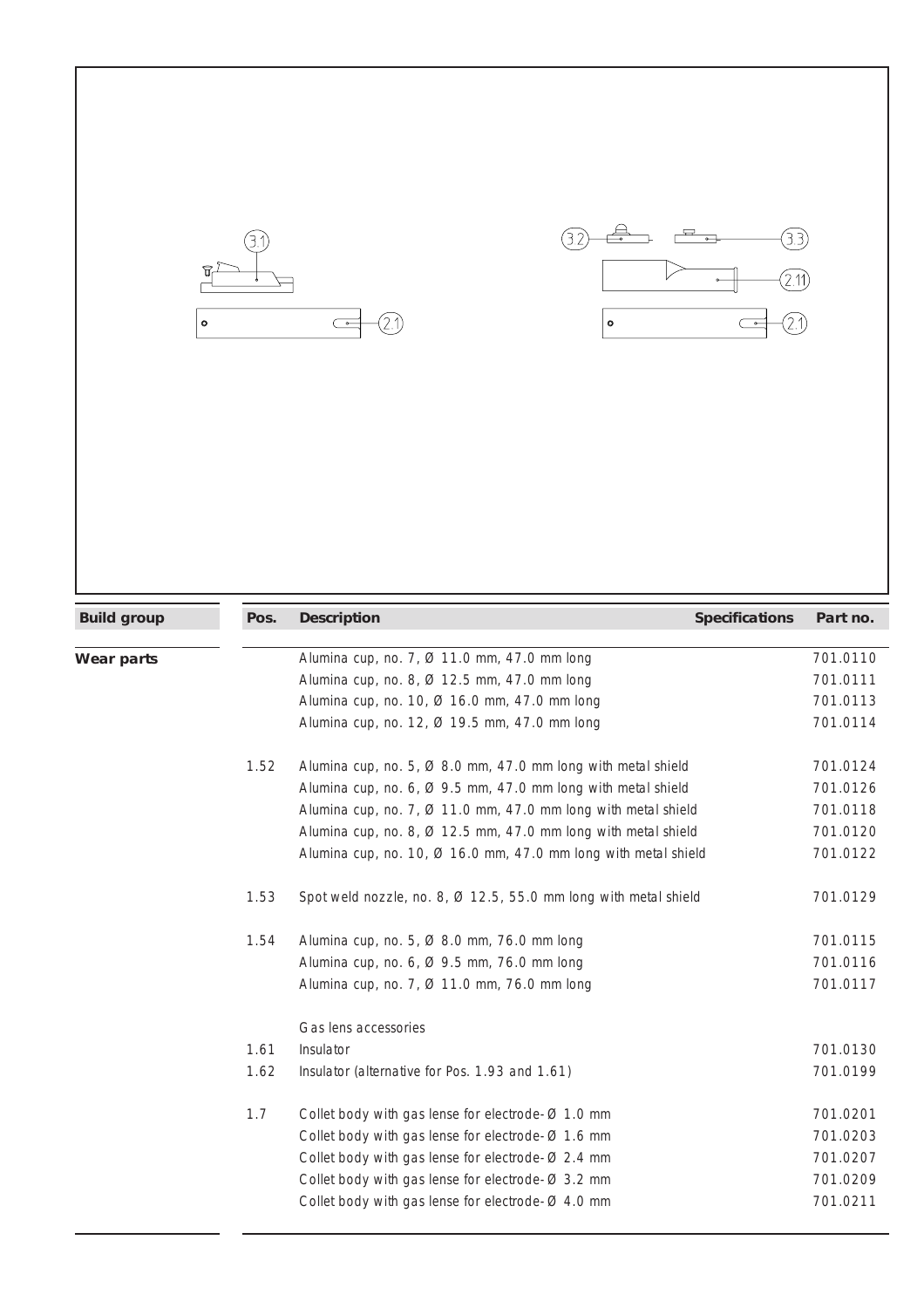| Build group | Pos. | Description | Specifications | Part no. |
|---|---|---|---|---|
| Wear parts | | Alumina cup, no. 7, Ø 11.0 mm, 47.0 mm long | | 701.0110 |
| | | Alumina cup, no. 8, Ø 12.5 mm, 47.0 mm long | | 701.0111 |
| | | Alumina cup, no. 10, Ø 16.0 mm, 47.0 mm long | | 701.0113 |
| | | Alumina cup, no. 12, Ø 19.5 mm, 47.0 mm long | | 701.0114 |
| | 1.52 | Alumina cup, no. 5, Ø 8.0 mm, 47.0 mm long with metal shield | | 701.0124 |
| | | Alumina cup, no. 6, Ø 9.5 mm, 47.0 mm long with metal shield | | 701.0126 |
| | | Alumina cup, no. 7, Ø 11.0 mm, 47.0 mm long with metal shield | | 701.0118 |
| | | Alumina cup, no. 8, Ø 12.5 mm, 47.0 mm long with metal shield | | 701.0120 |
| | | Alumina cup, no. 10, Ø 16.0 mm, 47.0 mm long with metal shield | | 701.0122 |
| | 1.53 | Spot weld nozzle, no. 8, Ø 12.5, 55.0 mm long with metal shield | | 701.0129 |
| | 1.54 | Alumina cup, no. 5, Ø 8.0 mm, 76.0 mm long | | 701.0115 |
| | | Alumina cup, no. 6, Ø 9.5 mm, 76.0 mm long | | 701.0116 |
| | | Alumina cup, no. 7, Ø 11.0 mm, 76.0 mm long | | 701.0117 |
| | | Gas lens accessories | | |
| | 1.61 | Insulator | | 701.0130 |
| | 1.62 | Insulator (alternative for Pos. 1.93 and 1.61) | | 701.0199 |
| | 1.7 | Collet body with gas lense for electrode-Ø 1.0 mm | | 701.0201 |
| | | Collet body with gas lense for electrode-Ø 1.6 mm | | 701.0203 |
| | | Collet body with gas lense for electrode-Ø 2.4 mm | | 701.0207 |
| | | Collet body with gas lense for electrode-Ø 3.2 mm | | 701.0209 |
| | | Collet body with gas lense for electrode-Ø 4.0 mm | | 701.0211 |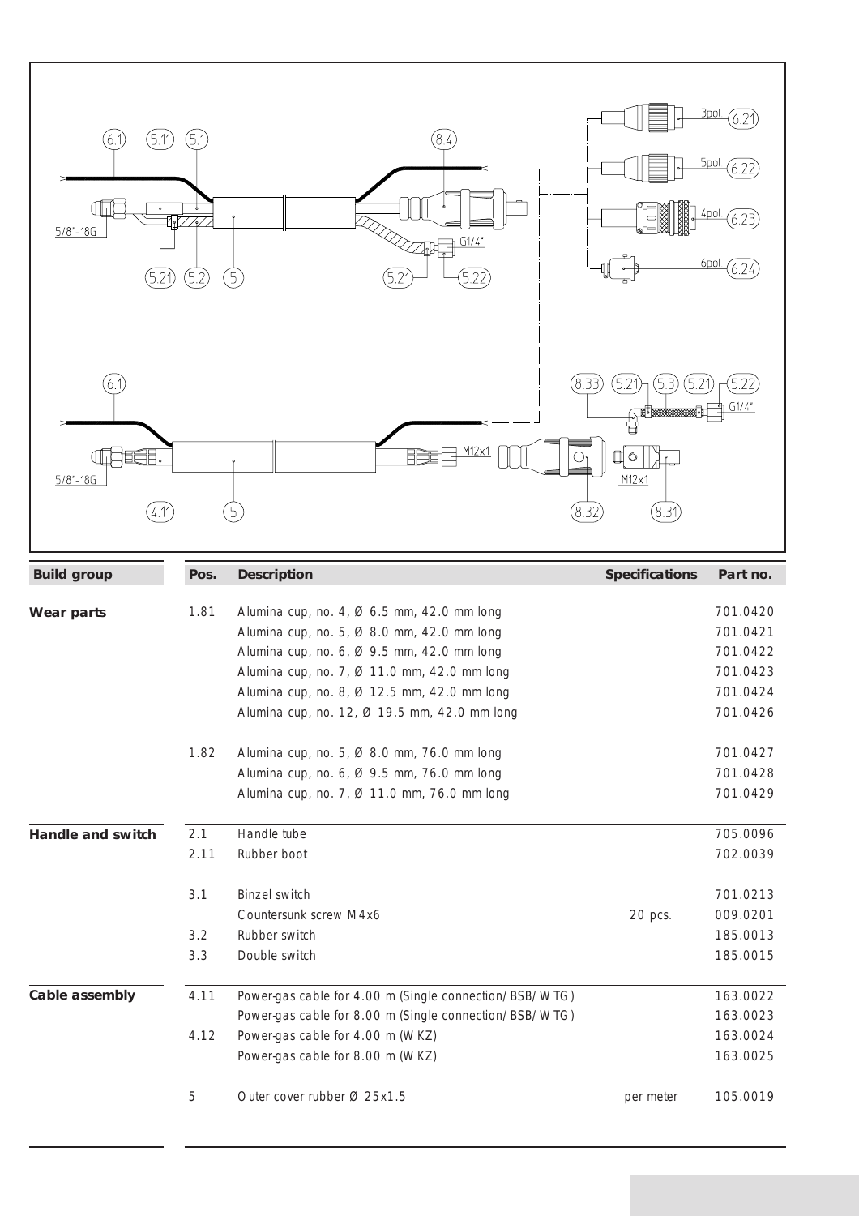| Build group | Pos. | Description | Specifications | Part no. |
|---|---|---|---|---|
| **Wear parts** | 1.81 | Alumina cup, no. 4, Ø 6.5 mm, 42.0 mm long | | 701.0420 |
| | | Alumina cup, no. 5, Ø 8.0 mm, 42.0 mm long | | 701.0421 |
| | | Alumina cup, no. 6, Ø 9.5 mm, 42.0 mm long | | 701.0422 |
| | | Alumina cup, no. 7, Ø 11.0 mm, 42.0 mm long | | 701.0423 |
| | | Alumina cup, no. 8, Ø 12.5 mm, 42.0 mm long | | 701.0424 |
| | | Alumina cup, no. 12, Ø 19.5 mm, 42.0 mm long | | 701.0426 |
| | 1.82 | Alumina cup, no. 5, Ø 8.0 mm, 76.0 mm long | | 701.0427 |
| | | Alumina cup, no. 6, Ø 9.5 mm, 76.0 mm long | | 701.0428 |
| | | Alumina cup, no. 7, Ø 11.0 mm, 76.0 mm long | | 701.0429 |
| **Handle and switch** | 2.1 | Handle tube | | 705.0096 |
| | 2.11 | Rubber boot | | 702.0039 |
| | 3.1 | Binzel switch | | 701.0213 |
| | | Countersunk screw M4x6 | 20 pcs. | 009.0201 |
| | 3.2 | Rubber switch | | 185.0013 |
| | 3.3 | Double switch | | 185.0015 |
| **Cable assembly** | 4.11 | Power-gas cable for 4.00 m (Single connection/BSB/WTG) | | 163.0022 |
| | | Power-gas cable for 8.00 m (Single connection/BSB/WTG) | | 163.0023 |
| | 4.12 | Power-gas cable for 4.00 m (WKZ) | | 163.0024 |
| | | Power-gas cable for 8.00 m (WKZ) | | 163.0025 |
| | 5 | Outer cover rubber Ø 25x1.5 | per meter | 105.0019 |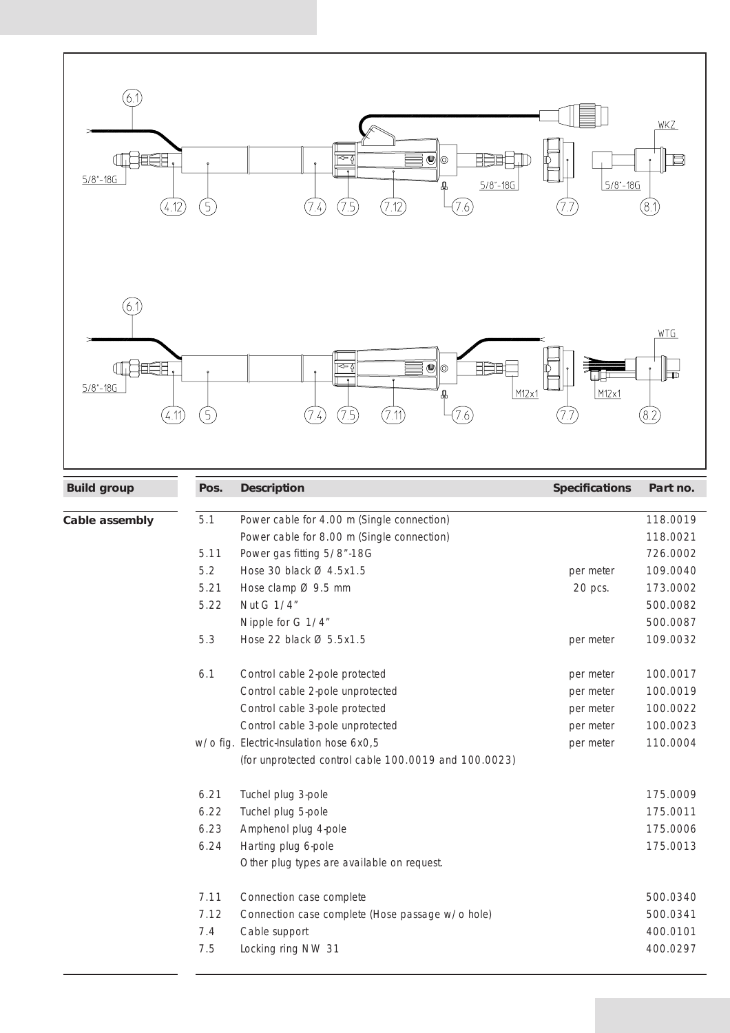| Build group | Pos. | Description | Specifications | Part no. |
|---|---|---|---|---|
| Cable assembly | 5.1 | Power cable for 4.00 m (Single connection) | | 118.0019 |
| | | Power cable for 8.00 m (Single connection) | | 118.0021 |
| | 5.11 | Power gas fitting 5/8"-18G | | 726.0002 |
| | 5.2 | Hose 30 black Ø 4.5x1.5 | per meter | 109.0040 |
| | 5.21 | Hose clamp Ø 9.5 mm | 20 pcs. | 173.0002 |
| | 5.22 | Nut G 1/4" | | 500.0082 |
| | | Nipple for G 1/4" | | 500.0087 |
| | 5.3 | Hose 22 black Ø 5.5x1.5 | per meter | 109.0032 |
| | 6.1 | Control cable 2-pole protected | per meter | 100.0017 |
| | | Control cable 2-pole unprotected | per meter | 100.0019 |
| | | Control cable 3-pole protected | per meter | 100.0022 |
| | | Control cable 3-pole unprotected | per meter | 100.0023 |
| | w/o fig. | Electric-Insulation hose 6x0,5 (for unprotected control cable 100.0019 and 100.0023) | per meter | 110.0004 |
| | 6.21 | Tuchel plug 3-pole | | 175.0009 |
| | 6.22 | Tuchel plug 5-pole | | 175.0011 |
| | 6.23 | Amphenol plug 4-pole | | 175.0006 |
| | 6.24 | Harting plug 6-pole | | 175.0013 |
| | | Other plug types are available on request. | | |
| | 7.11 | Connection case complete | | 500.0340 |
| | 7.12 | Connection case complete (Hose passage w/o hole) | | 500.0341 |
| | 7.4 | Cable support | | 400.0101 |
| | 7.5 | Locking ring NW 31 | | 400.0297 |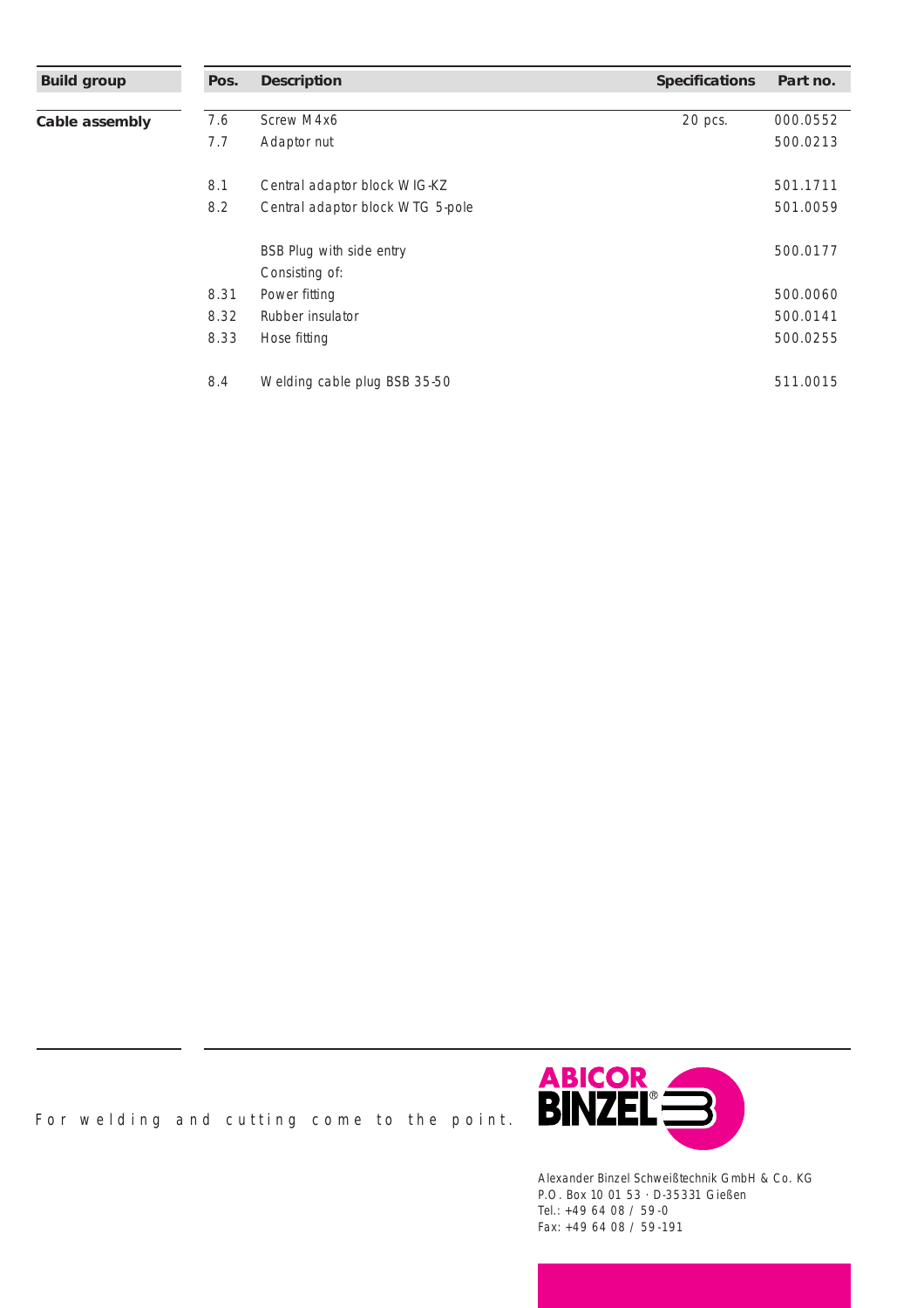| Build group | Pos. | Description | Specifications | Part no. |
| --- | --- | --- | --- | --- |
| **Cable assembly** | 7.6 | Screw M4x6 | 20 pcs. | 000.0552 |
| | 7.7 | Adaptor nut | | 500.0213 |
| | 8.1 | Central adaptor block WIG-KZ | | 501.1711 |
| | 8.2 | Central adaptor block WTG 5-pole | | 501.0059 |
| | | BSB Plug with side entry | | 500.0177 |
| | | Consisting of: | | |
| | 8.31 | Power fitting | | 500.0060 |
| | 8.32 | Rubber insulator | | 500.0141 |
| | 8.33 | Hose fitting | | 500.0255 |
| | 8.4 | Welding cable plug BSB 35-50 | | 511.0015 |

For welding and cutting come to the point.

ABICOR BINZEL®

Alexander Binzel Schweißtechnik GmbH & Co. KG
P.O. Box 10 01 53 · D-35331 Gießen
Tel.: +49 64 08 / 59-0
Fax: +49 64 08 / 59-191